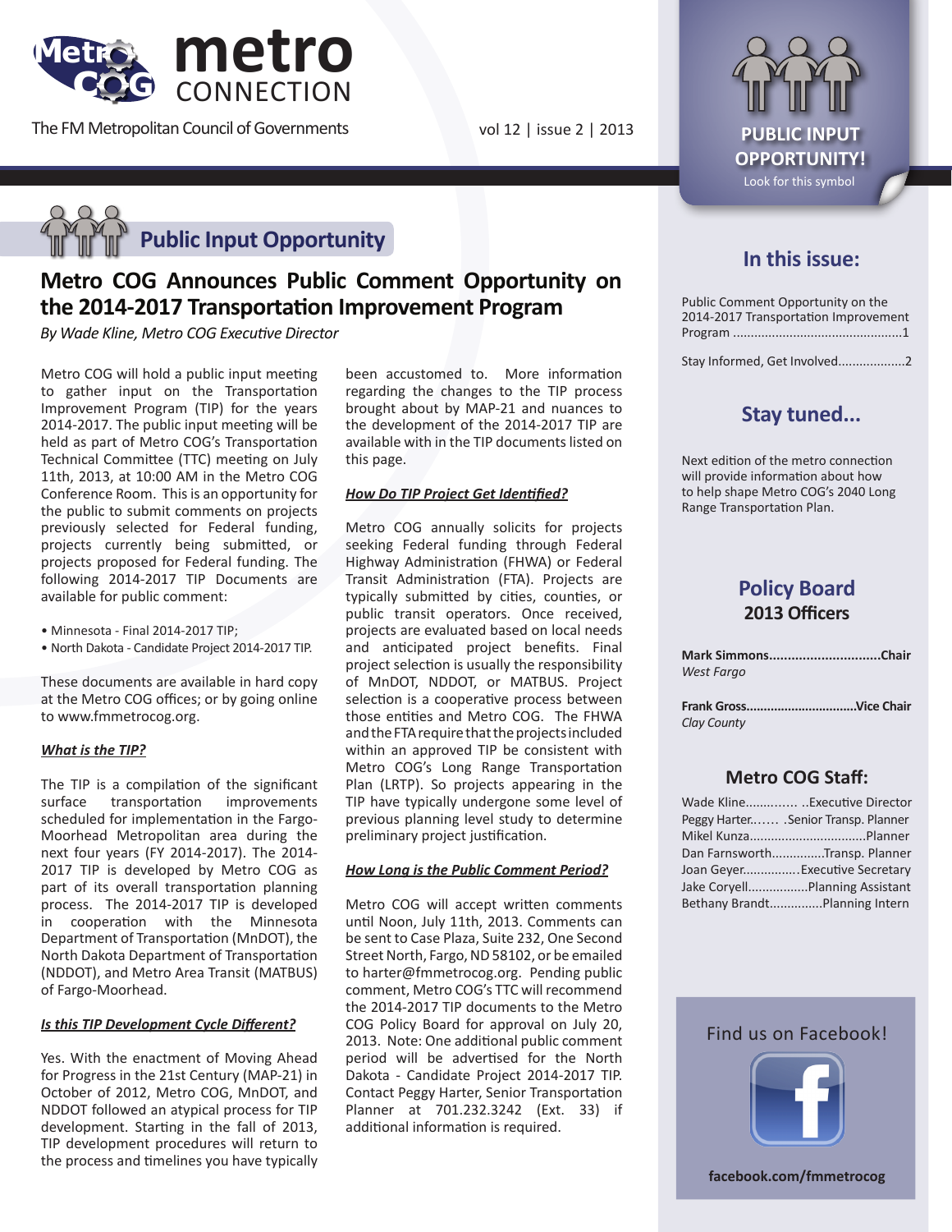# metro CONNECTION

The FM Metropolitan Council of Governments

vol 12 | issue 2 | 2013

**PUBLIC INPUT OPPORTUNITY!**
Look for this symbol

## Public Input Opportunity

# Metro COG Announces Public Comment Opportunity on the 2014-2017 Transportation Improvement Program

*By Wade Kline, Metro COG Executive Director*

Metro COG will hold a public input meeting to gather input on the Transportation Improvement Program (TIP) for the years 2014-2017. The public input meeting will be held as part of Metro COG's Transportation Technical Committee (TTC) meeting on July 11th, 2013, at 10:00 AM in the Metro COG Conference Room. This is an opportunity for the public to submit comments on projects previously selected for Federal funding, projects currently being submitted, or projects proposed for Federal funding. The following 2014-2017 TIP Documents are available for public comment:

- Minnesota - Final 2014-2017 TIP;
- North Dakota - Candidate Project 2014-2017 TIP.

These documents are available in hard copy at the Metro COG offices; or by going online to www.fmmetrocog.org.

### *What is the TIP?*

The TIP is a compilation of the significant surface transportation improvements scheduled for implementation in the Fargo-Moorhead Metropolitan area during the next four years (FY 2014-2017). The 2014-2017 TIP is developed by Metro COG as part of its overall transportation planning process. The 2014-2017 TIP is developed in cooperation with the Minnesota Department of Transportation (MnDOT), the North Dakota Department of Transportation (NDDOT), and Metro Area Transit (MATBUS) of Fargo-Moorhead.

### *Is this TIP Development Cycle Different?*

Yes. With the enactment of Moving Ahead for Progress in the 21st Century (MAP-21) in October of 2012, Metro COG, MnDOT, and NDDOT followed an atypical process for TIP development. Starting in the fall of 2013, TIP development procedures will return to the process and timelines you have typically been accustomed to. More information regarding the changes to the TIP process brought about by MAP-21 and nuances to the development of the 2014-2017 TIP are available with in the TIP documents listed on this page.

### *How Do TIP Project Get Identified?*

Metro COG annually solicits for projects seeking Federal funding through Federal Highway Administration (FHWA) or Federal Transit Administration (FTA). Projects are typically submitted by cities, counties, or public transit operators. Once received, projects are evaluated based on local needs and anticipated project benefits. Final project selection is usually the responsibility of MnDOT, NDDOT, or MATBUS. Project selection is a cooperative process between those entities and Metro COG. The FHWA and the FTA require that the projects included within an approved TIP be consistent with Metro COG's Long Range Transportation Plan (LRTP). So projects appearing in the TIP have typically undergone some level of previous planning level study to determine preliminary project justification.

### *How Long is the Public Comment Period?*

Metro COG will accept written comments until Noon, July 11th, 2013. Comments can be sent to Case Plaza, Suite 232, One Second Street North, Fargo, ND 58102, or be emailed to harter@fmmetrocog.org. Pending public comment, Metro COG's TTC will recommend the 2014-2017 TIP documents to the Metro COG Policy Board for approval on July 20, 2013. Note: One additional public comment period will be advertised for the North Dakota - Candidate Project 2014-2017 TIP. Contact Peggy Harter, Senior Transportation Planner at 701.232.3242 (Ext. 33) if additional information is required.

## In this issue:

Public Comment Opportunity on the 2014-2017 Transportation Improvement Program ................................................1

Stay Informed, Get Involved...................2

## Stay tuned...

Next edition of the metro connection will provide information about how to help shape Metro COG's 2040 Long Range Transportation Plan.

## Policy Board
### 2013 Officers

**Mark Simmons..............................Chair**
*West Fargo*

**Frank Gross...............................Vice Chair**
*Clay County*

## Metro COG Staff:

Wade Kline.............. ..Executive Director
Peggy Harter....... .Senior Transp. Planner
Mikel Kunza................................Planner
Dan Farnsworth..............Transp. Planner
Joan Geyer................Executive Secretary
Jake Coryell.................Planning Assistant
Bethany Brandt..............Planning Intern

Find us on Facebook!

**facebook.com/fmmetrocog**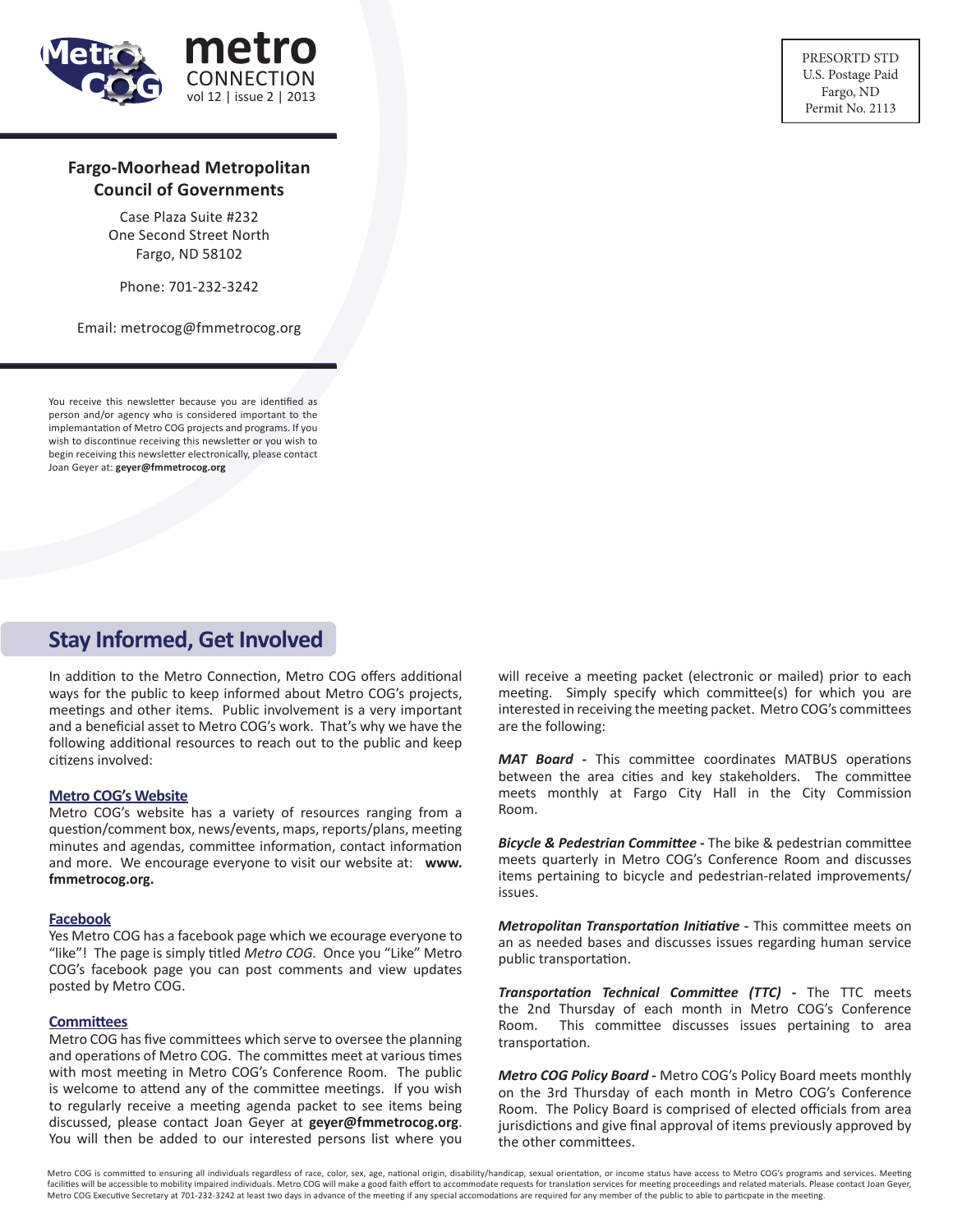metro CONNECTION
vol 12 | issue 2 | 2013

PRESORTD STD
U.S. Postage Paid
Fargo, ND
Permit No. 2113

**Fargo-Moorhead Metropolitan Council of Governments**

Case Plaza Suite #232
One Second Street North
Fargo, ND 58102

Phone: 701-232-3242

Email: metrocog@fmmetrocog.org

You receive this newsletter because you are identified as person and/or agency who is considered important to the implemantation of Metro COG projects and programs. If you wish to discontinue receiving this newsletter or you wish to begin receiving this newsletter electronically, please contact Joan Geyer at: **geyer@fmmetrocog.org**

## Stay Informed, Get Involved

In addition to the Metro Connection, Metro COG offers additional ways for the public to keep informed about Metro COG's projects, meetings and other items. Public involvement is a very important and a beneficial asset to Metro COG's work. That's why we have the following additional resources to reach out to the public and keep citizens involved:

**Metro COG's Website**
Metro COG's website has a variety of resources ranging from a question/comment box, news/events, maps, reports/plans, meeting minutes and agendas, committee information, contact information and more. We encourage everyone to visit our website at: **www.fmmetrocog.org.**

**Facebook**
Yes Metro COG has a facebook page which we ecourage everyone to "like"! The page is simply titled *Metro COG.* Once you "Like" Metro COG's facebook page you can post comments and view updates posted by Metro COG.

**Committees**
Metro COG has five committees which serve to oversee the planning and operations of Metro COG. The committes meet at various times with most meeting in Metro COG's Conference Room. The public is welcome to attend any of the committee meetings. If you wish to regularly receive a meeting agenda packet to see items being discussed, please contact Joan Geyer at **geyer@fmmetrocog.org**. You will then be added to our interested persons list where you will receive a meeting packet (electronic or mailed) prior to each meeting. Simply specify which committee(s) for which you are interested in receiving the meeting packet. Metro COG's committees are the following:

***MAT Board -*** This committee coordinates MATBUS operations between the area cities and key stakeholders. The committee meets monthly at Fargo City Hall in the City Commission Room.

***Bicycle & Pedestrian Committee -*** The bike & pedestrian committee meets quarterly in Metro COG's Conference Room and discusses items pertaining to bicycle and pedestrian-related improvements/issues.

***Metropolitan Transportation Initiative -*** This committee meets on an as needed bases and discusses issues regarding human service public transportation.

***Transportation Technical Committee (TTC) -*** The TTC meets the 2nd Thursday of each month in Metro COG's Conference Room. This committee discusses issues pertaining to area transportation.

***Metro COG Policy Board -*** Metro COG's Policy Board meets monthly on the 3rd Thursday of each month in Metro COG's Conference Room. The Policy Board is comprised of elected officials from area jurisdictions and give final approval of items previously approved by the other committees.

Metro COG is committed to ensuring all individuals regardless of race, color, sex, age, national origin, disability/handicap, sexual orientation, or income status have access to Metro COG's programs and services. Meeting facilities will be accessible to mobility impaired individuals. Metro COG will make a good faith effort to accommodate requests for translation services for meeting proceedings and related materials. Please contact Joan Geyer, Metro COG Executive Secretary at 701-232-3242 at least two days in advance of the meeting if any special accomodations are required for any member of the public to able to particpate in the meeting.